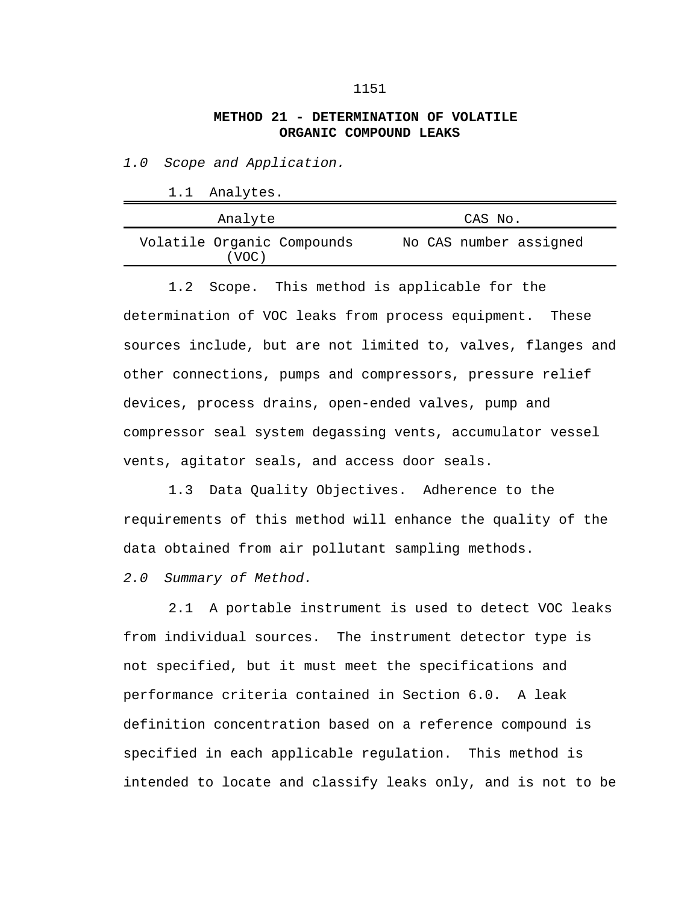# METHOD 21 - DETERMINATION OF VOLATILE ORGANIC COMPOUND LEAKS

*1.0 Scope and Application.*

1.1 Analytes.

| Analyte | CAS No. |
|---|---|
| Volatile Organic Compounds (VOC) | No CAS number assigned |

1.2 Scope. This method is applicable for the determination of VOC leaks from process equipment. These sources include, but are not limited to, valves, flanges and other connections, pumps and compressors, pressure relief devices, process drains, open-ended valves, pump and compressor seal system degassing vents, accumulator vessel vents, agitator seals, and access door seals.

1.3 Data Quality Objectives. Adherence to the requirements of this method will enhance the quality of the data obtained from air pollutant sampling methods.

*2.0 Summary of Method.*

2.1 A portable instrument is used to detect VOC leaks from individual sources. The instrument detector type is not specified, but it must meet the specifications and performance criteria contained in Section 6.0. A leak definition concentration based on a reference compound is specified in each applicable regulation. This method is intended to locate and classify leaks only, and is not to be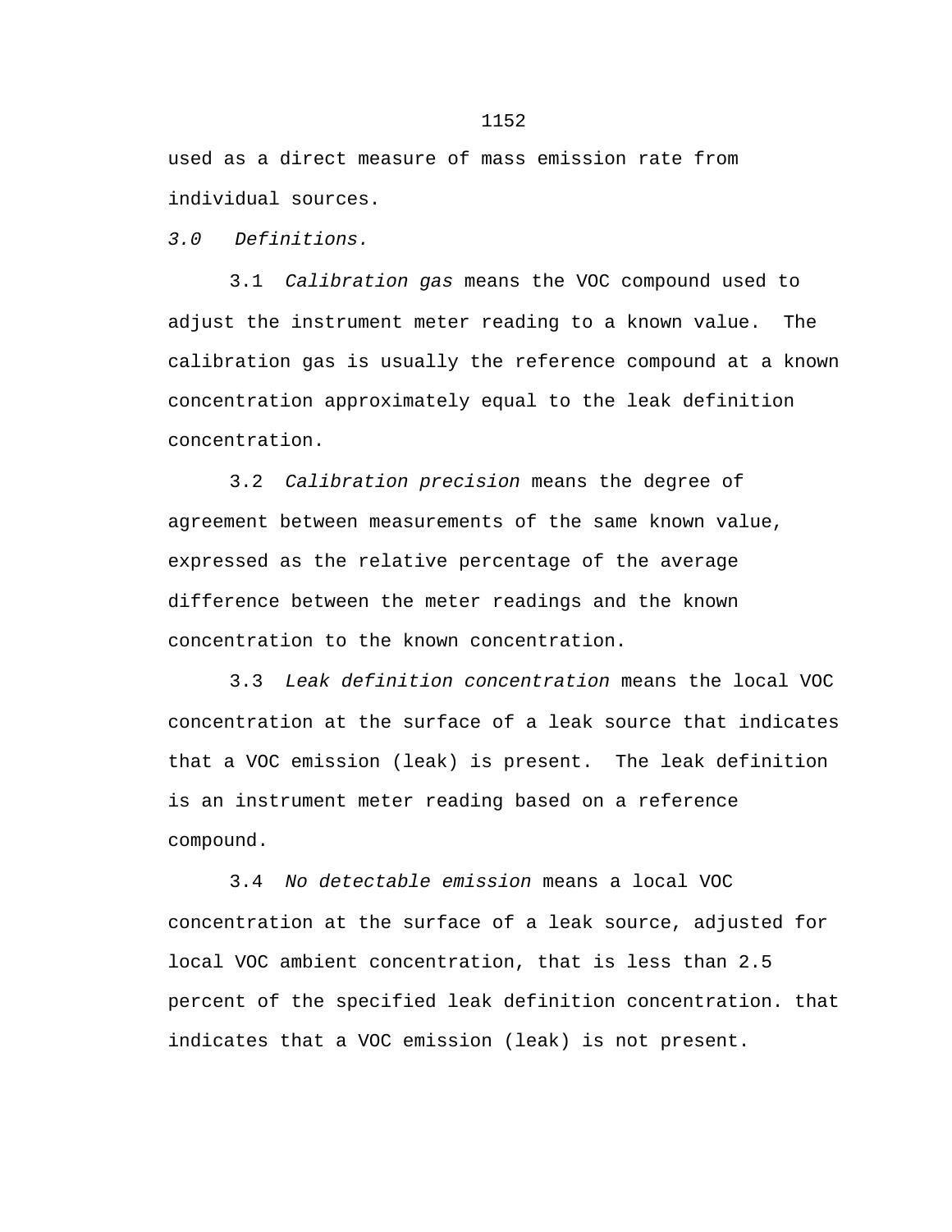used as a direct measure of mass emission rate from individual sources.

*3.0 Definitions.*

3.1 *Calibration gas* means the VOC compound used to adjust the instrument meter reading to a known value. The calibration gas is usually the reference compound at a known concentration approximately equal to the leak definition concentration.

3.2 *Calibration precision* means the degree of agreement between measurements of the same known value, expressed as the relative percentage of the average difference between the meter readings and the known concentration to the known concentration.

3.3 *Leak definition concentration* means the local VOC concentration at the surface of a leak source that indicates that a VOC emission (leak) is present. The leak definition is an instrument meter reading based on a reference compound.

3.4 *No detectable emission* means a local VOC concentration at the surface of a leak source, adjusted for local VOC ambient concentration, that is less than 2.5 percent of the specified leak definition concentration. that indicates that a VOC emission (leak) is not present.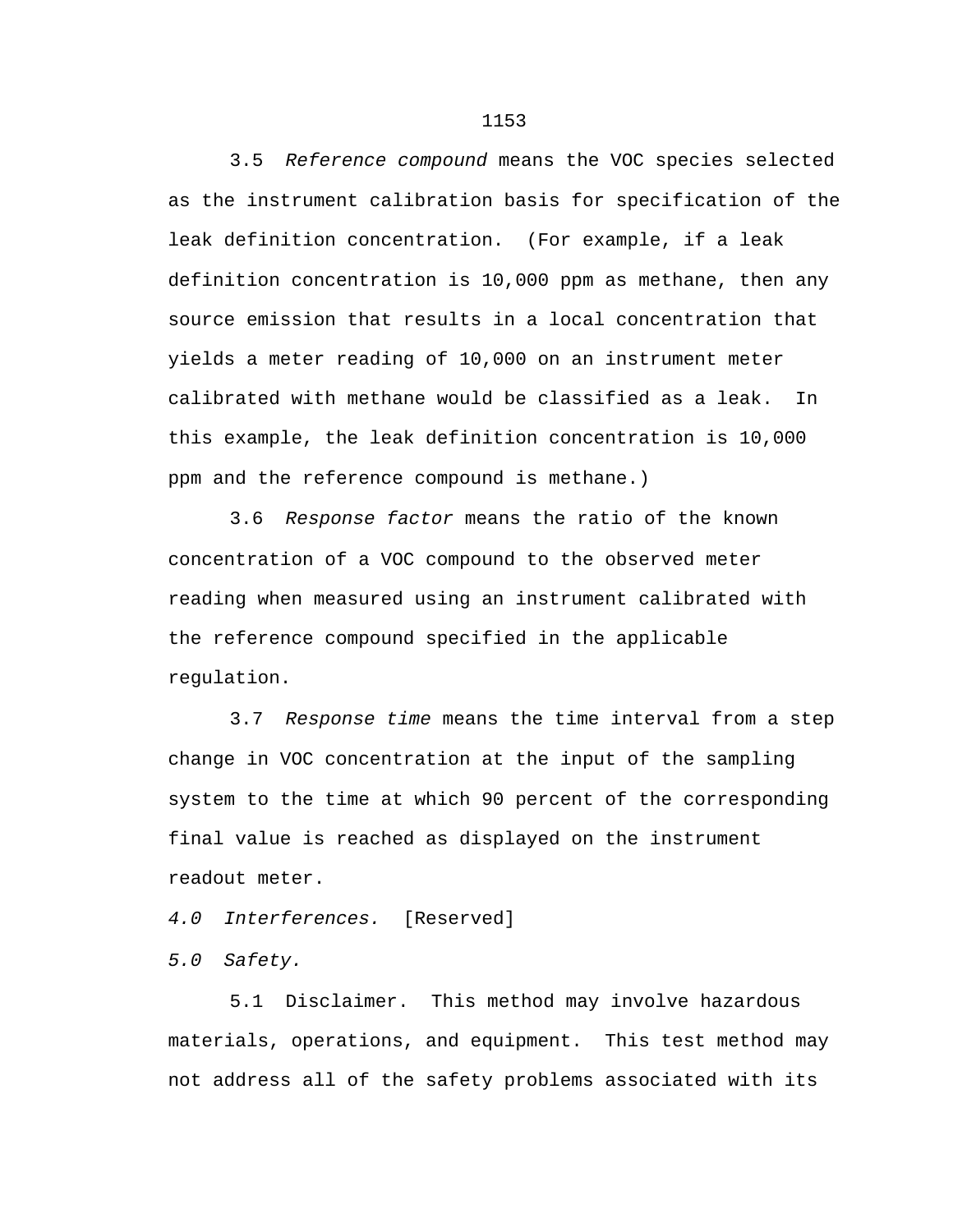3.5  *Reference compound* means the VOC species selected as the instrument calibration basis for specification of the leak definition concentration.  (For example, if a leak definition concentration is 10,000 ppm as methane, then any source emission that results in a local concentration that yields a meter reading of 10,000 on an instrument meter calibrated with methane would be classified as a leak.  In this example, the leak definition concentration is 10,000 ppm and the reference compound is methane.)

3.6  *Response factor* means the ratio of the known concentration of a VOC compound to the observed meter reading when measured using an instrument calibrated with the reference compound specified in the applicable regulation.

3.7  *Response time* means the time interval from a step change in VOC concentration at the input of the sampling system to the time at which 90 percent of the corresponding final value is reached as displayed on the instrument readout meter.

*4.0  Interferences.*  [Reserved]

*5.0  Safety.*

5.1  Disclaimer.  This method may involve hazardous materials, operations, and equipment.  This test method may not address all of the safety problems associated with its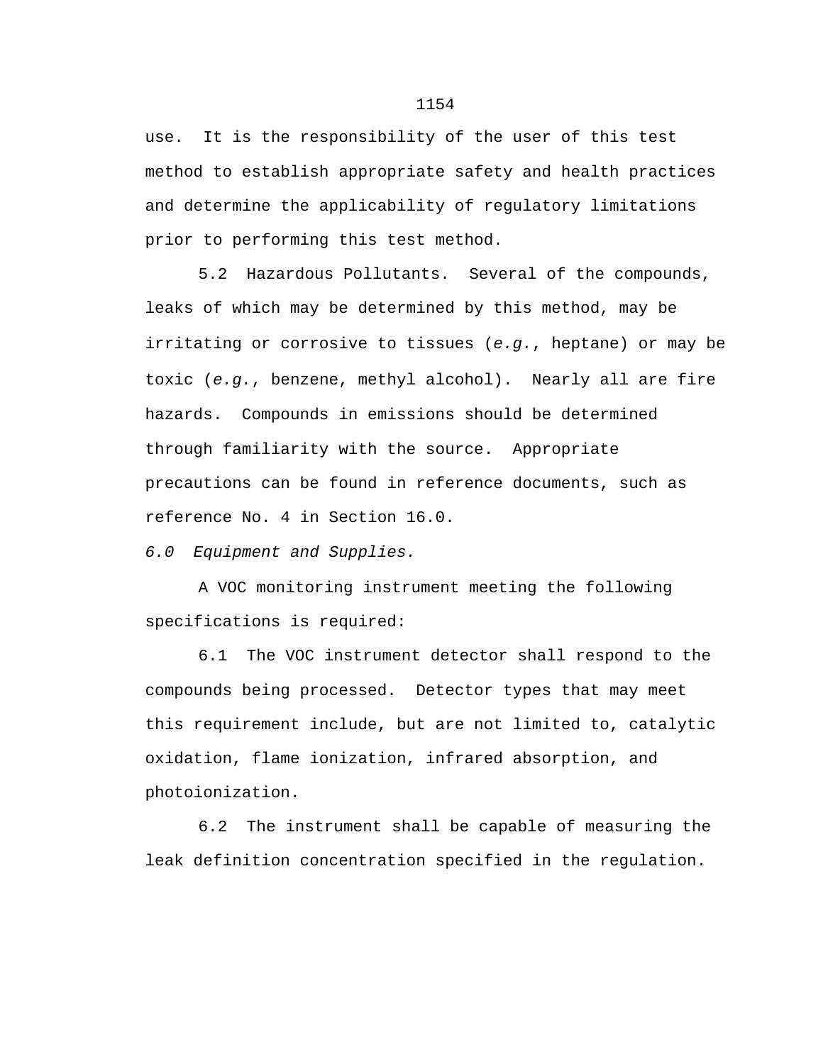use. It is the responsibility of the user of this test method to establish appropriate safety and health practices and determine the applicability of regulatory limitations prior to performing this test method.

5.2 Hazardous Pollutants. Several of the compounds, leaks of which may be determined by this method, may be irritating or corrosive to tissues (*e.g.*, heptane) or may be toxic (*e.g.*, benzene, methyl alcohol). Nearly all are fire hazards. Compounds in emissions should be determined through familiarity with the source. Appropriate precautions can be found in reference documents, such as reference No. 4 in Section 16.0.

*6.0 Equipment and Supplies.*

A VOC monitoring instrument meeting the following specifications is required:

6.1 The VOC instrument detector shall respond to the compounds being processed. Detector types that may meet this requirement include, but are not limited to, catalytic oxidation, flame ionization, infrared absorption, and photoionization.

6.2 The instrument shall be capable of measuring the leak definition concentration specified in the regulation.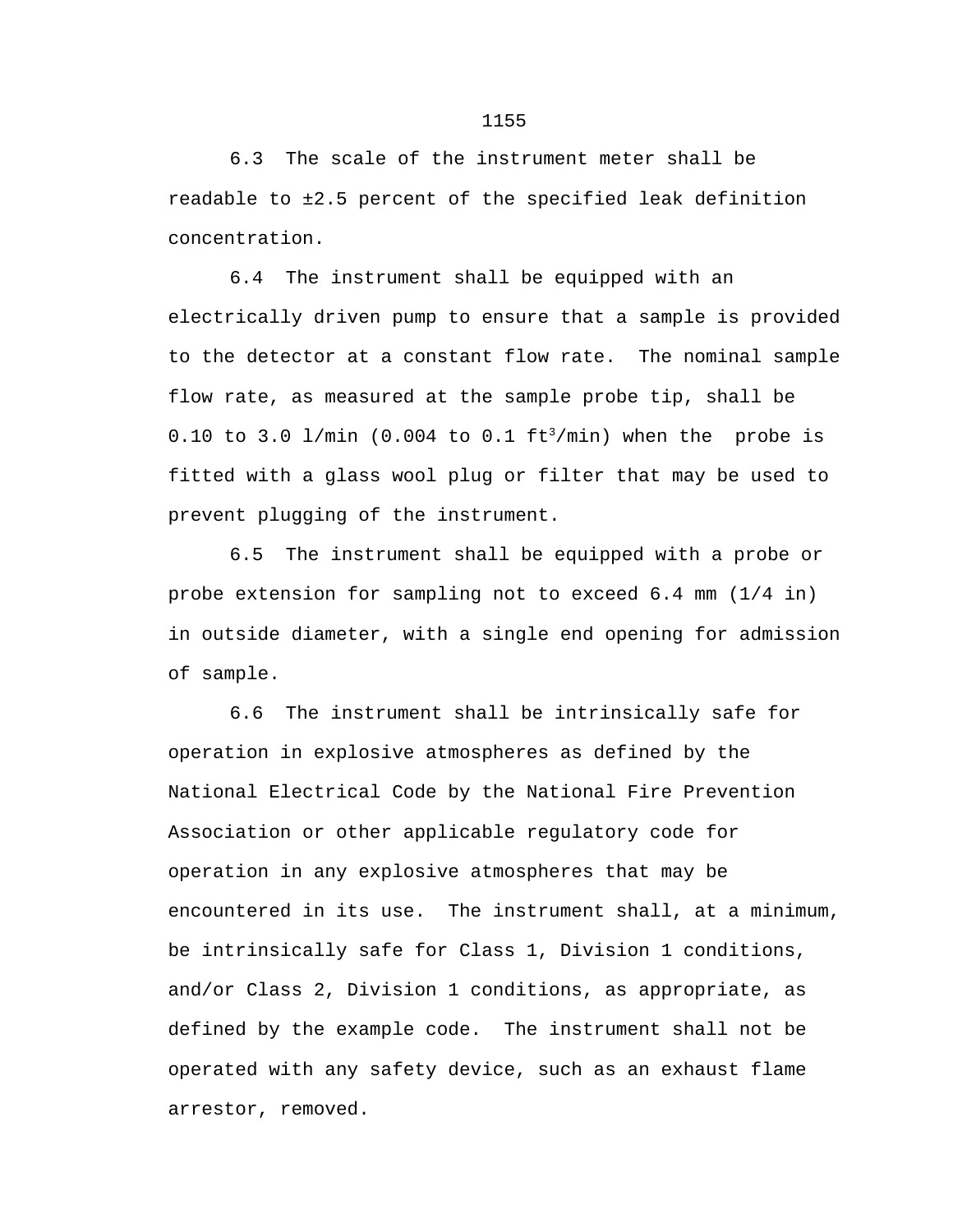6.3 The scale of the instrument meter shall be readable to ±2.5 percent of the specified leak definition concentration.

6.4 The instrument shall be equipped with an electrically driven pump to ensure that a sample is provided to the detector at a constant flow rate. The nominal sample flow rate, as measured at the sample probe tip, shall be 0.10 to 3.0 l/min (0.004 to 0.1 $ft^3$/min) when the probe is fitted with a glass wool plug or filter that may be used to prevent plugging of the instrument.

6.5 The instrument shall be equipped with a probe or probe extension for sampling not to exceed 6.4 mm (1/4 in) in outside diameter, with a single end opening for admission of sample.

6.6 The instrument shall be intrinsically safe for operation in explosive atmospheres as defined by the National Electrical Code by the National Fire Prevention Association or other applicable regulatory code for operation in any explosive atmospheres that may be encountered in its use. The instrument shall, at a minimum, be intrinsically safe for Class 1, Division 1 conditions, and/or Class 2, Division 1 conditions, as appropriate, as defined by the example code. The instrument shall not be operated with any safety device, such as an exhaust flame arrestor, removed.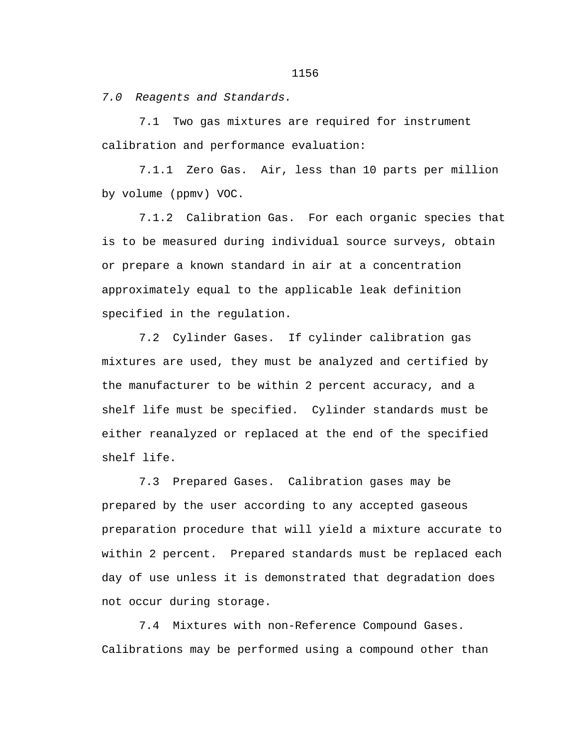*7.0 Reagents and Standards.*

7.1 Two gas mixtures are required for instrument calibration and performance evaluation:

7.1.1 Zero Gas. Air, less than 10 parts per million by volume (ppmv) VOC.

7.1.2 Calibration Gas. For each organic species that is to be measured during individual source surveys, obtain or prepare a known standard in air at a concentration approximately equal to the applicable leak definition specified in the regulation.

7.2 Cylinder Gases. If cylinder calibration gas mixtures are used, they must be analyzed and certified by the manufacturer to be within 2 percent accuracy, and a shelf life must be specified. Cylinder standards must be either reanalyzed or replaced at the end of the specified shelf life.

7.3 Prepared Gases. Calibration gases may be prepared by the user according to any accepted gaseous preparation procedure that will yield a mixture accurate to within 2 percent. Prepared standards must be replaced each day of use unless it is demonstrated that degradation does not occur during storage.

7.4 Mixtures with non-Reference Compound Gases. Calibrations may be performed using a compound other than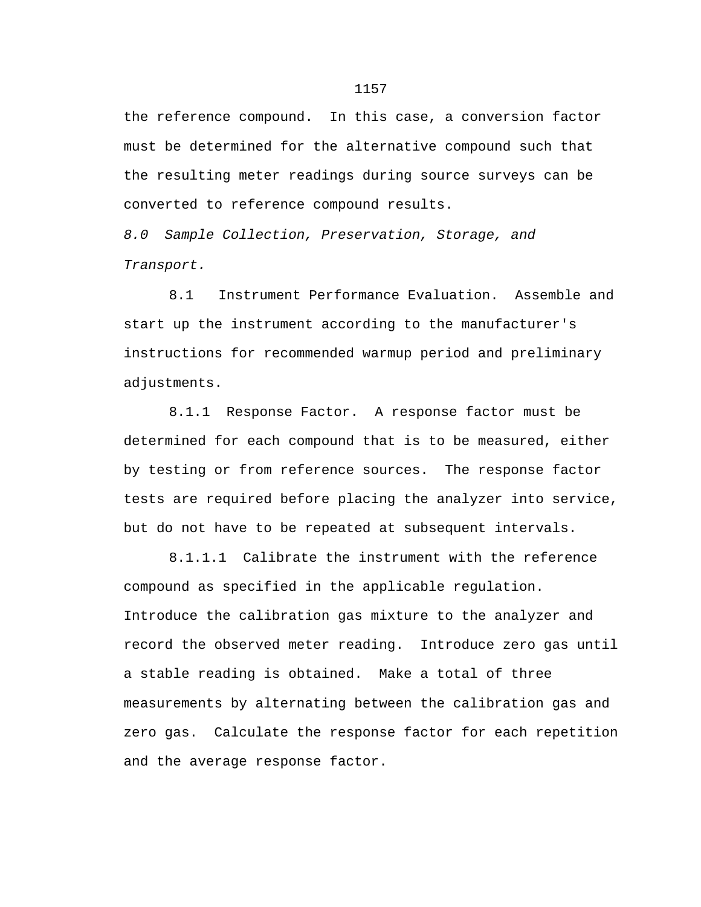the reference compound. In this case, a conversion factor must be determined for the alternative compound such that the resulting meter readings during source surveys can be converted to reference compound results.

*8.0 Sample Collection, Preservation, Storage, and Transport.*

8.1 Instrument Performance Evaluation. Assemble and start up the instrument according to the manufacturer's instructions for recommended warmup period and preliminary adjustments.

8.1.1 Response Factor. A response factor must be determined for each compound that is to be measured, either by testing or from reference sources. The response factor tests are required before placing the analyzer into service, but do not have to be repeated at subsequent intervals.

8.1.1.1 Calibrate the instrument with the reference compound as specified in the applicable regulation. Introduce the calibration gas mixture to the analyzer and record the observed meter reading. Introduce zero gas until a stable reading is obtained. Make a total of three measurements by alternating between the calibration gas and zero gas. Calculate the response factor for each repetition and the average response factor.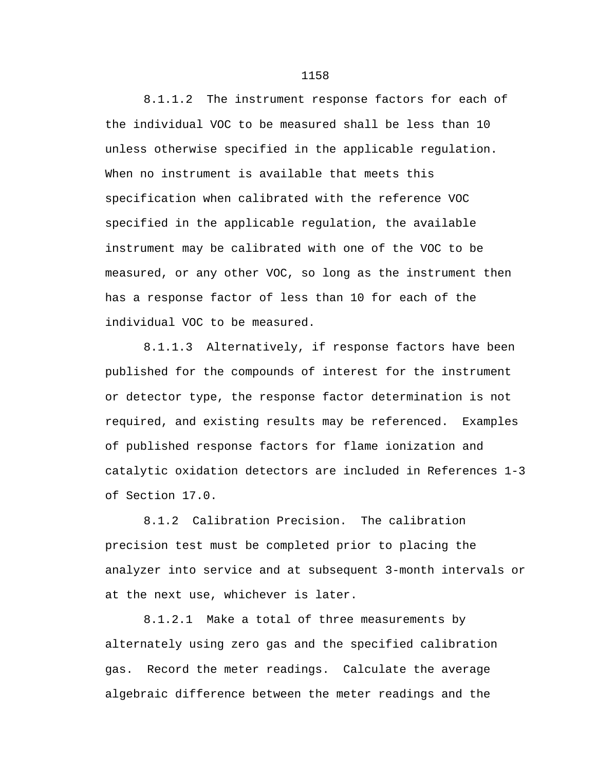8.1.1.2 The instrument response factors for each of the individual VOC to be measured shall be less than 10 unless otherwise specified in the applicable regulation. When no instrument is available that meets this specification when calibrated with the reference VOC specified in the applicable regulation, the available instrument may be calibrated with one of the VOC to be measured, or any other VOC, so long as the instrument then has a response factor of less than 10 for each of the individual VOC to be measured.

8.1.1.3 Alternatively, if response factors have been published for the compounds of interest for the instrument or detector type, the response factor determination is not required, and existing results may be referenced. Examples of published response factors for flame ionization and catalytic oxidation detectors are included in References 1-3 of Section 17.0.

8.1.2 Calibration Precision. The calibration precision test must be completed prior to placing the analyzer into service and at subsequent 3-month intervals or at the next use, whichever is later.

8.1.2.1 Make a total of three measurements by alternately using zero gas and the specified calibration gas. Record the meter readings. Calculate the average algebraic difference between the meter readings and the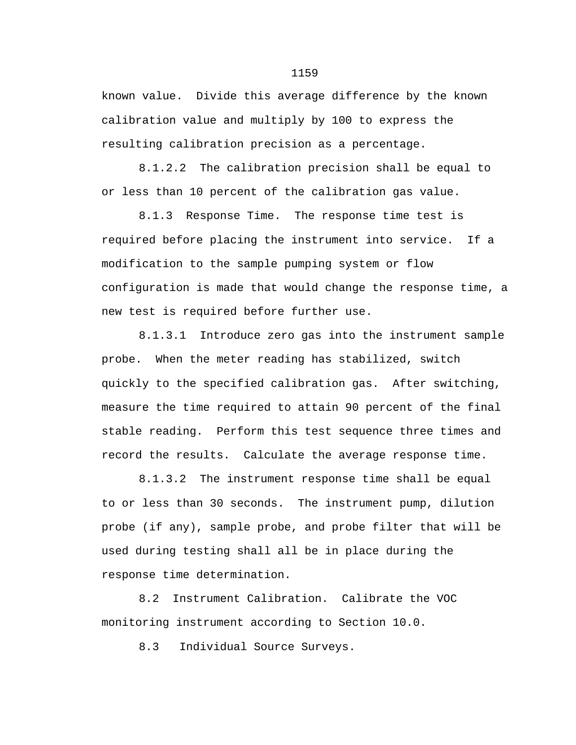known value. Divide this average difference by the known calibration value and multiply by 100 to express the resulting calibration precision as a percentage.

8.1.2.2 The calibration precision shall be equal to or less than 10 percent of the calibration gas value.

8.1.3 Response Time. The response time test is required before placing the instrument into service. If a modification to the sample pumping system or flow configuration is made that would change the response time, a new test is required before further use.

8.1.3.1 Introduce zero gas into the instrument sample probe. When the meter reading has stabilized, switch quickly to the specified calibration gas. After switching, measure the time required to attain 90 percent of the final stable reading. Perform this test sequence three times and record the results. Calculate the average response time.

8.1.3.2 The instrument response time shall be equal to or less than 30 seconds. The instrument pump, dilution probe (if any), sample probe, and probe filter that will be used during testing shall all be in place during the response time determination.

8.2 Instrument Calibration. Calibrate the VOC monitoring instrument according to Section 10.0.

8.3 Individual Source Surveys.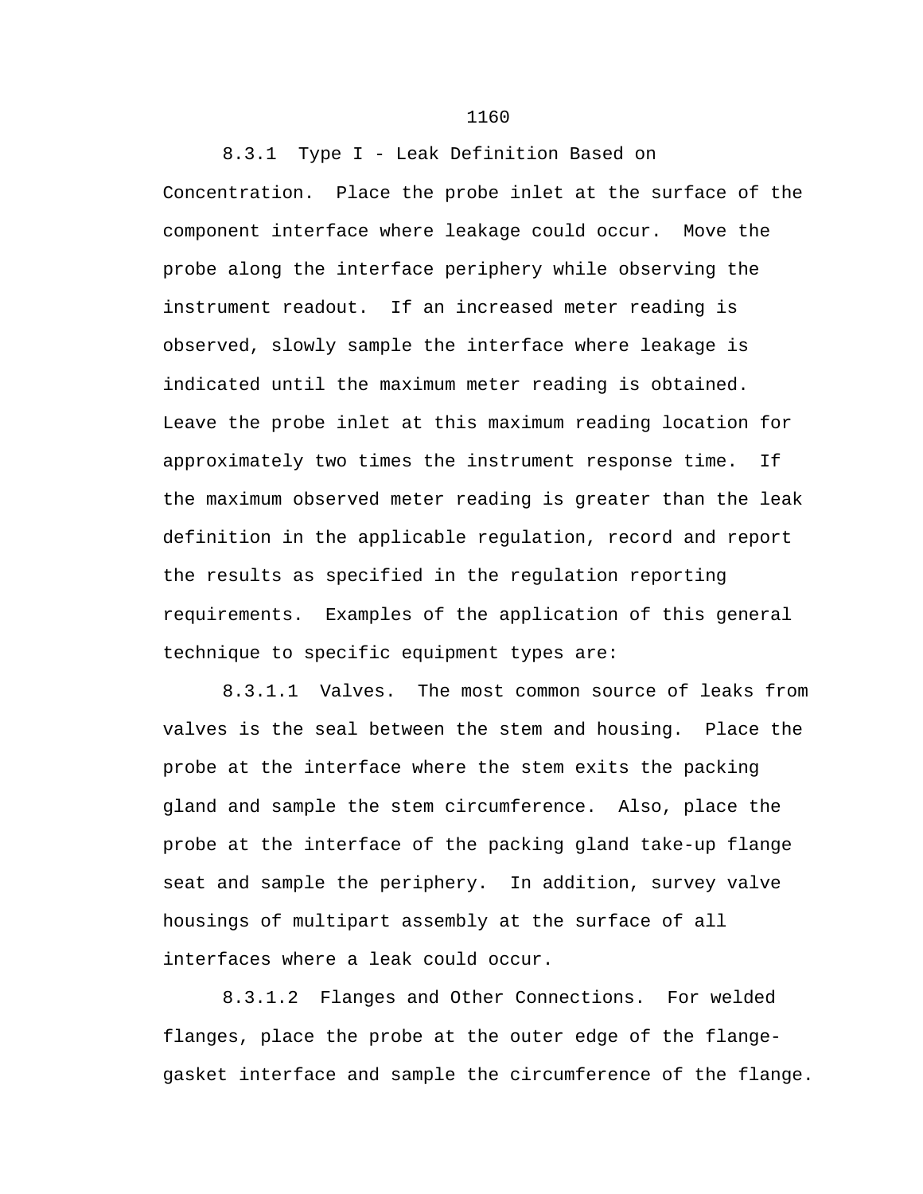8.3.1 Type I - Leak Definition Based on Concentration. Place the probe inlet at the surface of the component interface where leakage could occur. Move the probe along the interface periphery while observing the instrument readout. If an increased meter reading is observed, slowly sample the interface where leakage is indicated until the maximum meter reading is obtained. Leave the probe inlet at this maximum reading location for approximately two times the instrument response time. If the maximum observed meter reading is greater than the leak definition in the applicable regulation, record and report the results as specified in the regulation reporting requirements. Examples of the application of this general technique to specific equipment types are:

8.3.1.1 Valves. The most common source of leaks from valves is the seal between the stem and housing. Place the probe at the interface where the stem exits the packing gland and sample the stem circumference. Also, place the probe at the interface of the packing gland take-up flange seat and sample the periphery. In addition, survey valve housings of multipart assembly at the surface of all interfaces where a leak could occur.

8.3.1.2 Flanges and Other Connections. For welded flanges, place the probe at the outer edge of the flange-gasket interface and sample the circumference of the flange.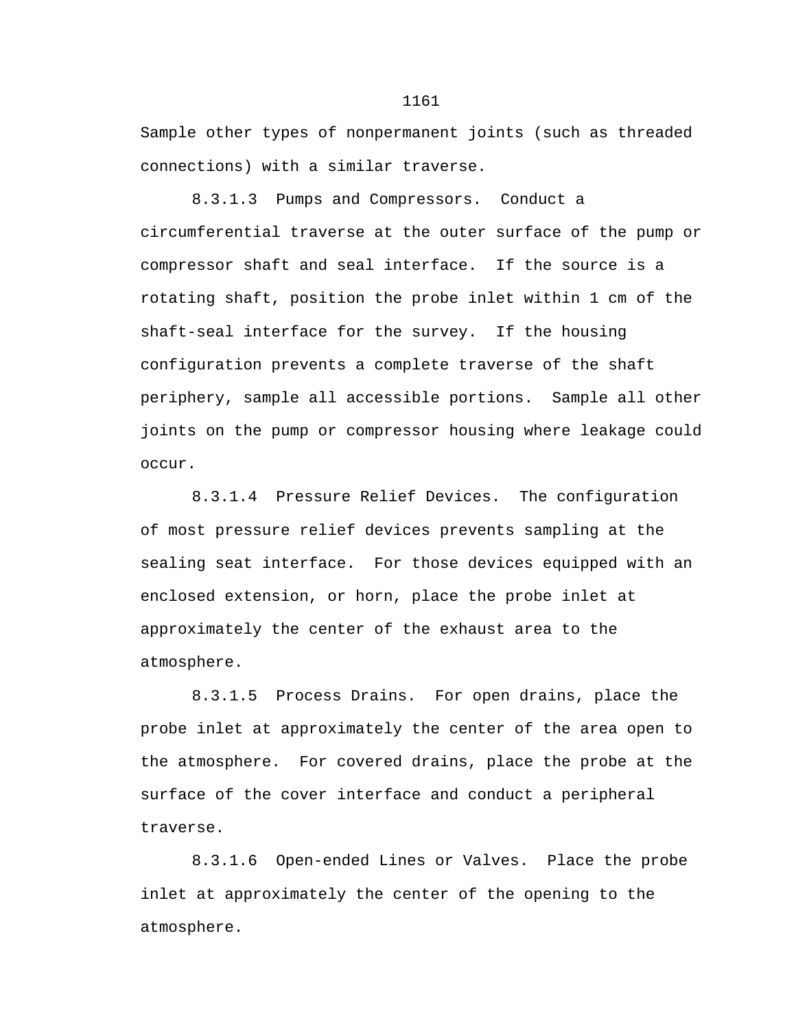Sample other types of nonpermanent joints (such as threaded connections) with a similar traverse.

8.3.1.3 Pumps and Compressors. Conduct a circumferential traverse at the outer surface of the pump or compressor shaft and seal interface. If the source is a rotating shaft, position the probe inlet within 1 cm of the shaft-seal interface for the survey. If the housing configuration prevents a complete traverse of the shaft periphery, sample all accessible portions. Sample all other joints on the pump or compressor housing where leakage could occur.

8.3.1.4 Pressure Relief Devices. The configuration of most pressure relief devices prevents sampling at the sealing seat interface. For those devices equipped with an enclosed extension, or horn, place the probe inlet at approximately the center of the exhaust area to the atmosphere.

8.3.1.5 Process Drains. For open drains, place the probe inlet at approximately the center of the area open to the atmosphere. For covered drains, place the probe at the surface of the cover interface and conduct a peripheral traverse.

8.3.1.6 Open-ended Lines or Valves. Place the probe inlet at approximately the center of the opening to the atmosphere.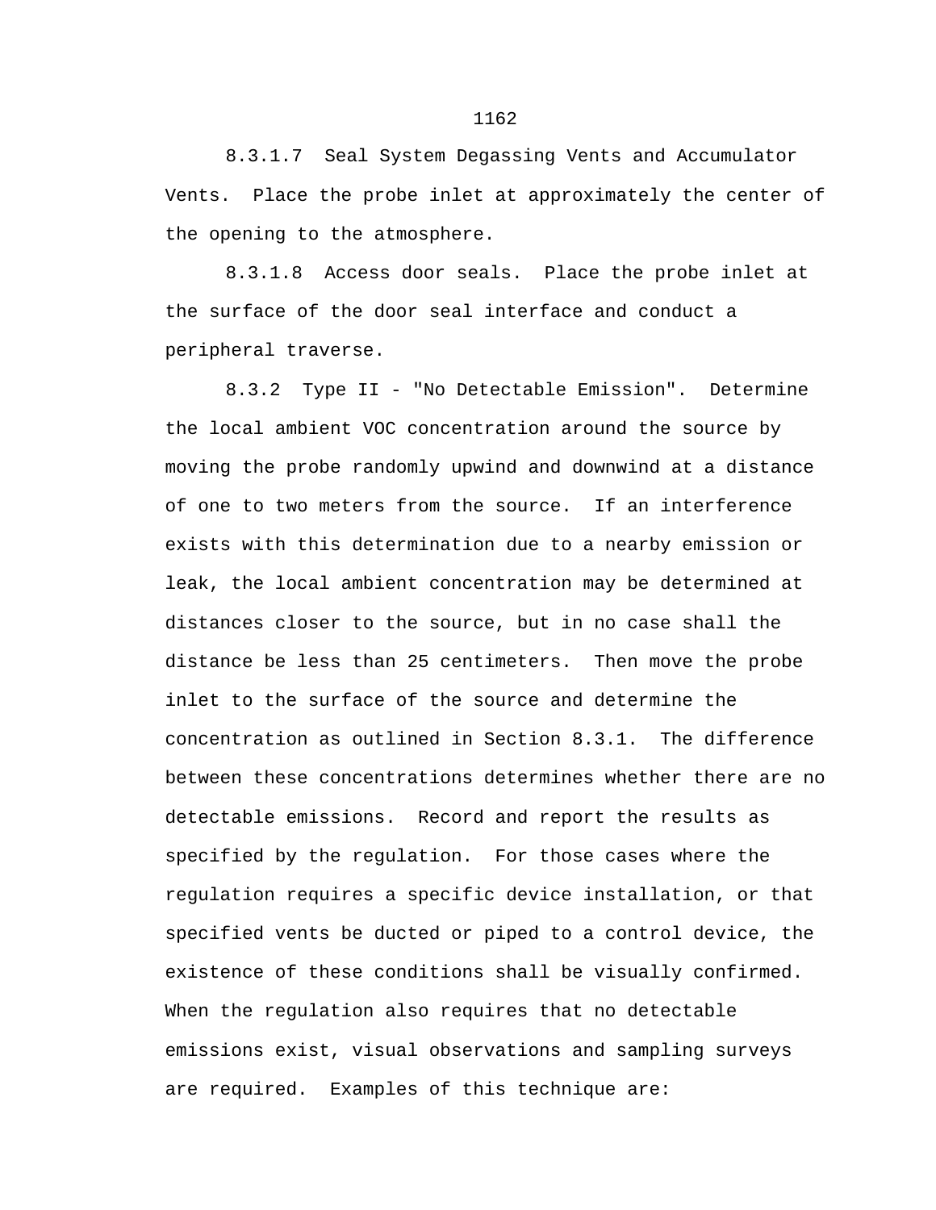8.3.1.7 Seal System Degassing Vents and Accumulator Vents. Place the probe inlet at approximately the center of the opening to the atmosphere.

8.3.1.8 Access door seals. Place the probe inlet at the surface of the door seal interface and conduct a peripheral traverse.

8.3.2 Type II - "No Detectable Emission". Determine the local ambient VOC concentration around the source by moving the probe randomly upwind and downwind at a distance of one to two meters from the source. If an interference exists with this determination due to a nearby emission or leak, the local ambient concentration may be determined at distances closer to the source, but in no case shall the distance be less than 25 centimeters. Then move the probe inlet to the surface of the source and determine the concentration as outlined in Section 8.3.1. The difference between these concentrations determines whether there are no detectable emissions. Record and report the results as specified by the regulation. For those cases where the regulation requires a specific device installation, or that specified vents be ducted or piped to a control device, the existence of these conditions shall be visually confirmed. When the regulation also requires that no detectable emissions exist, visual observations and sampling surveys are required. Examples of this technique are: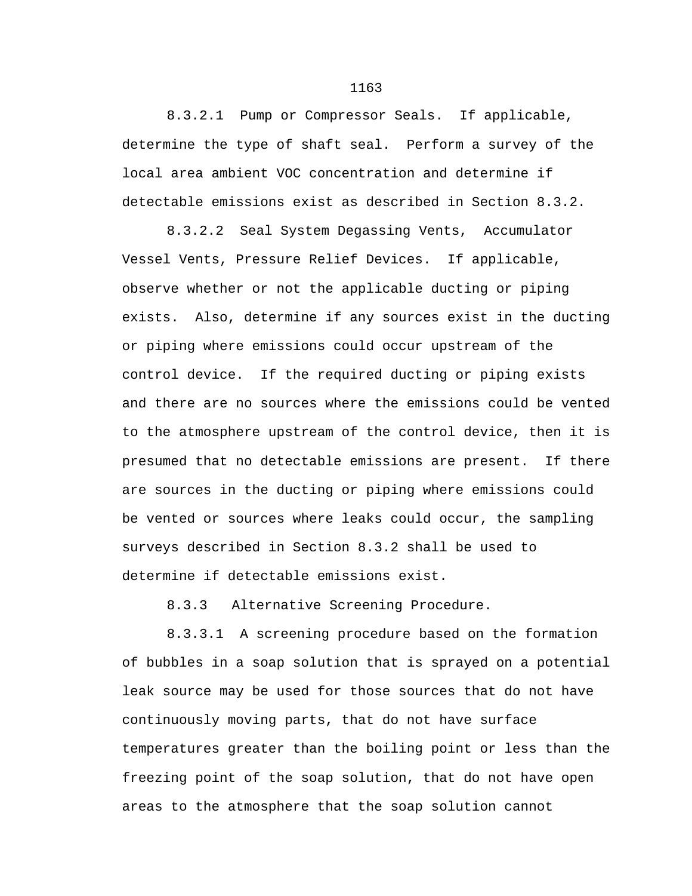8.3.2.1 Pump or Compressor Seals. If applicable, determine the type of shaft seal. Perform a survey of the local area ambient VOC concentration and determine if detectable emissions exist as described in Section 8.3.2.

8.3.2.2 Seal System Degassing Vents, Accumulator Vessel Vents, Pressure Relief Devices. If applicable, observe whether or not the applicable ducting or piping exists. Also, determine if any sources exist in the ducting or piping where emissions could occur upstream of the control device. If the required ducting or piping exists and there are no sources where the emissions could be vented to the atmosphere upstream of the control device, then it is presumed that no detectable emissions are present. If there are sources in the ducting or piping where emissions could be vented or sources where leaks could occur, the sampling surveys described in Section 8.3.2 shall be used to determine if detectable emissions exist.

8.3.3 Alternative Screening Procedure.

8.3.3.1 A screening procedure based on the formation of bubbles in a soap solution that is sprayed on a potential leak source may be used for those sources that do not have continuously moving parts, that do not have surface temperatures greater than the boiling point or less than the freezing point of the soap solution, that do not have open areas to the atmosphere that the soap solution cannot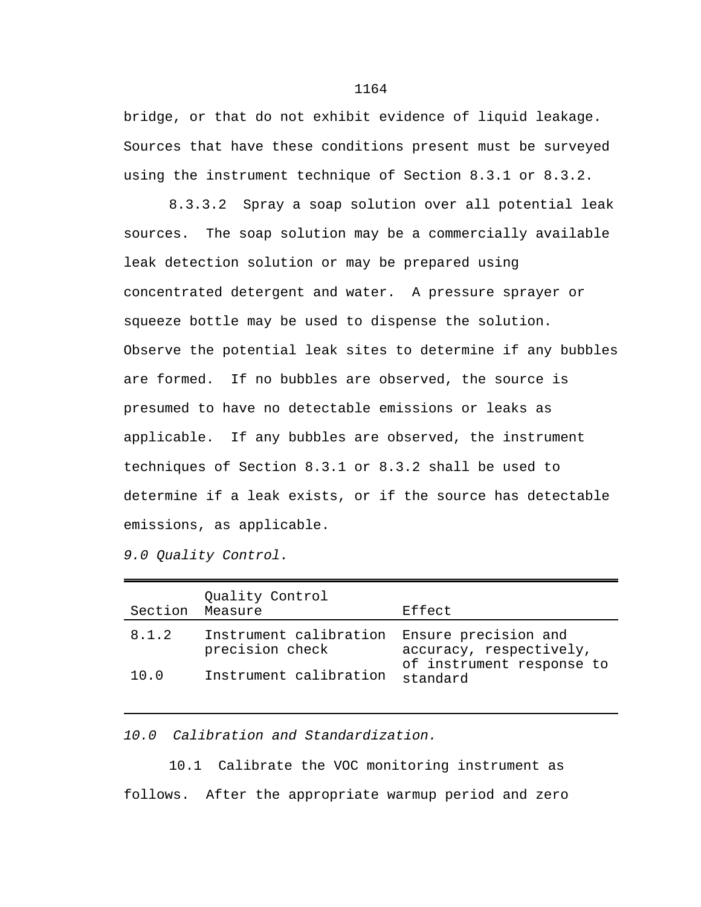bridge, or that do not exhibit evidence of liquid leakage. Sources that have these conditions present must be surveyed using the instrument technique of Section 8.3.1 or 8.3.2.

8.3.3.2 Spray a soap solution over all potential leak sources. The soap solution may be a commercially available leak detection solution or may be prepared using concentrated detergent and water. A pressure sprayer or squeeze bottle may be used to dispense the solution. Observe the potential leak sites to determine if any bubbles are formed. If no bubbles are observed, the source is presumed to have no detectable emissions or leaks as applicable. If any bubbles are observed, the instrument techniques of Section 8.3.1 or 8.3.2 shall be used to determine if a leak exists, or if the source has detectable emissions, as applicable.

*9.0 Quality Control.*

| Section | Quality Control Measure | Effect |
|---|---|---|
| 8.1.2 | Instrument calibration precision check | Ensure precision and accuracy, respectively, of instrument response to standard |
| 10.0 | Instrument calibration | |

*10.0 Calibration and Standardization.*

10.1 Calibrate the VOC monitoring instrument as follows. After the appropriate warmup period and zero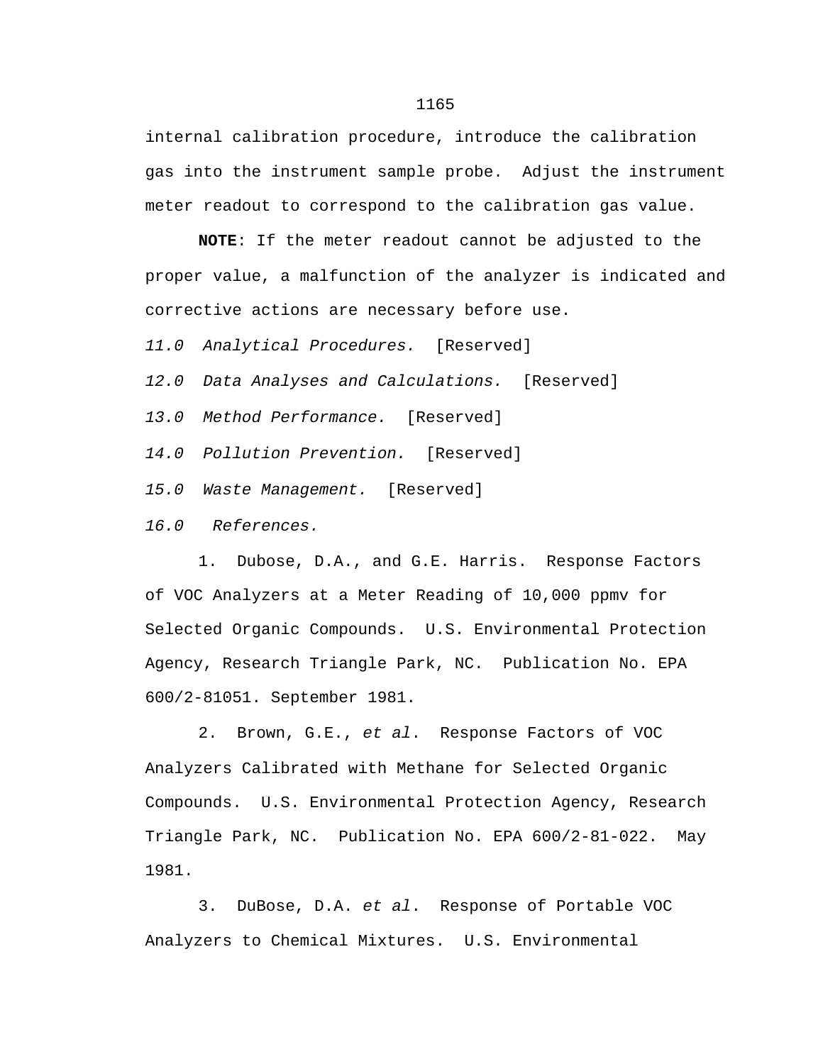internal calibration procedure, introduce the calibration gas into the instrument sample probe. Adjust the instrument meter readout to correspond to the calibration gas value.

**NOTE**: If the meter readout cannot be adjusted to the proper value, a malfunction of the analyzer is indicated and corrective actions are necessary before use.

*11.0 Analytical Procedures.* [Reserved]

*12.0 Data Analyses and Calculations.* [Reserved]

*13.0 Method Performance.* [Reserved]

*14.0 Pollution Prevention.* [Reserved]

*15.0 Waste Management.* [Reserved]

*16.0 References.*

1. Dubose, D.A., and G.E. Harris. Response Factors of VOC Analyzers at a Meter Reading of 10,000 ppmv for Selected Organic Compounds. U.S. Environmental Protection Agency, Research Triangle Park, NC. Publication No. EPA 600/2-81051. September 1981.

2. Brown, G.E., *et al*. Response Factors of VOC Analyzers Calibrated with Methane for Selected Organic Compounds. U.S. Environmental Protection Agency, Research Triangle Park, NC. Publication No. EPA 600/2-81-022. May 1981.

3. DuBose, D.A. *et al*. Response of Portable VOC Analyzers to Chemical Mixtures. U.S. Environmental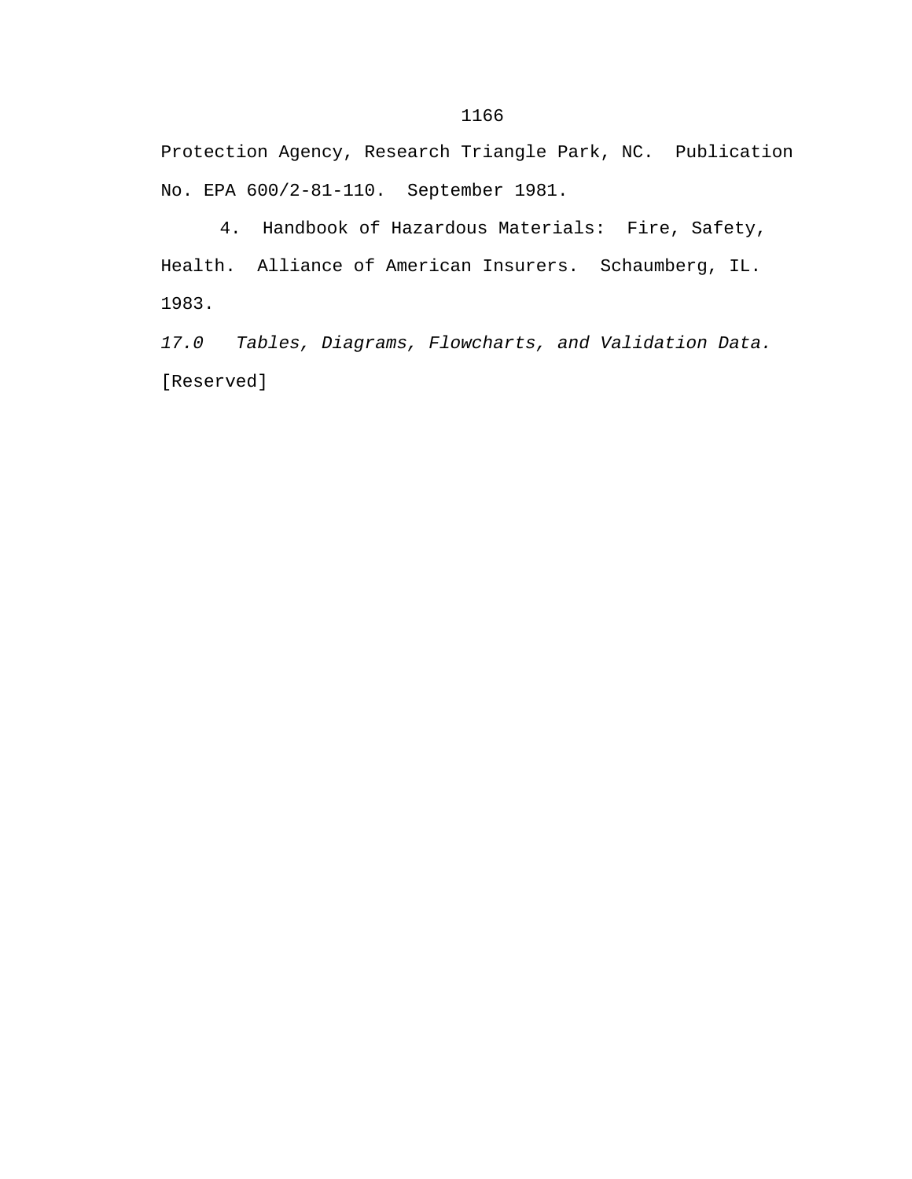Protection Agency, Research Triangle Park, NC. Publication No. EPA 600/2-81-110. September 1981.

4. Handbook of Hazardous Materials: Fire, Safety, Health. Alliance of American Insurers. Schaumberg, IL. 1983.

*17.0 Tables, Diagrams, Flowcharts, and Validation Data.* [Reserved]